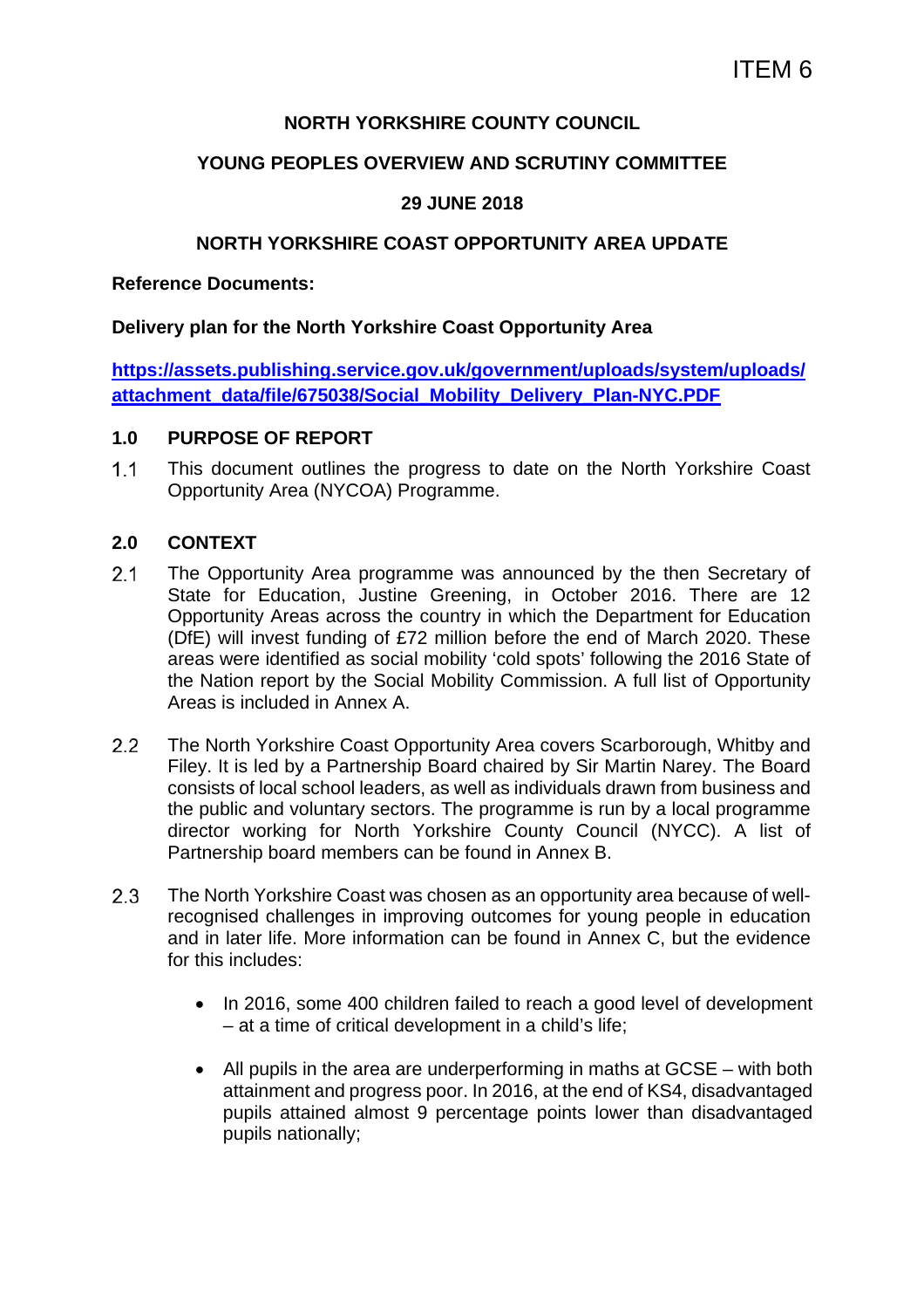ITEM 6

**NORTH YORKSHIRE COUNTY COUNCIL**

**YOUNG PEOPLES OVERVIEW AND SCRUTINY COMMITTEE**

**29 JUNE 2018**

**NORTH YORKSHIRE COAST OPPORTUNITY AREA UPDATE**

**Reference Documents:**

**Delivery plan for the North Yorkshire Coast Opportunity Area**

**[https://assets.publishing.service.gov.uk/government/uploads/system/uploads/attachment_data/file/675038/Social_Mobility_Delivery_Plan-NYC.PDF](https://assets.publishing.service.gov.uk/government/uploads/system/uploads/attachment_data/file/675038/Social_Mobility_Delivery_Plan-NYC.PDF)**

## 1.0 PURPOSE OF REPORT

1.1 This document outlines the progress to date on the North Yorkshire Coast Opportunity Area (NYCOA) Programme.

## 2.0 CONTEXT

2.1 The Opportunity Area programme was announced by the then Secretary of State for Education, Justine Greening, in October 2016. There are 12 Opportunity Areas across the country in which the Department for Education (DfE) will invest funding of £72 million before the end of March 2020. These areas were identified as social mobility 'cold spots' following the 2016 State of the Nation report by the Social Mobility Commission. A full list of Opportunity Areas is included in Annex A.

2.2 The North Yorkshire Coast Opportunity Area covers Scarborough, Whitby and Filey. It is led by a Partnership Board chaired by Sir Martin Narey. The Board consists of local school leaders, as well as individuals drawn from business and the public and voluntary sectors. The programme is run by a local programme director working for North Yorkshire County Council (NYCC). A list of Partnership board members can be found in Annex B.

2.3 The North Yorkshire Coast was chosen as an opportunity area because of well-recognised challenges in improving outcomes for young people in education and in later life. More information can be found in Annex C, but the evidence for this includes:

- In 2016, some 400 children failed to reach a good level of development – at a time of critical development in a child's life;
- All pupils in the area are underperforming in maths at GCSE – with both attainment and progress poor. In 2016, at the end of KS4, disadvantaged pupils attained almost 9 percentage points lower than disadvantaged pupils nationally;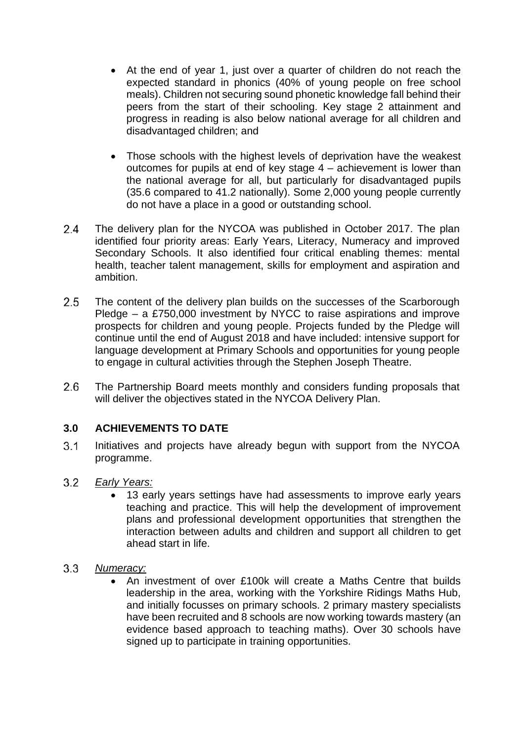- At the end of year 1, just over a quarter of children do not reach the expected standard in phonics (40% of young people on free school meals). Children not securing sound phonetic knowledge fall behind their peers from the start of their schooling. Key stage 2 attainment and progress in reading is also below national average for all children and disadvantaged children; and

- Those schools with the highest levels of deprivation have the weakest outcomes for pupils at end of key stage 4 – achievement is lower than the national average for all, but particularly for disadvantaged pupils (35.6 compared to 41.2 nationally). Some 2,000 young people currently do not have a place in a good or outstanding school.

2.4 The delivery plan for the NYCOA was published in October 2017. The plan identified four priority areas: Early Years, Literacy, Numeracy and improved Secondary Schools. It also identified four critical enabling themes: mental health, teacher talent management, skills for employment and aspiration and ambition.

2.5 The content of the delivery plan builds on the successes of the Scarborough Pledge – a £750,000 investment by NYCC to raise aspirations and improve prospects for children and young people. Projects funded by the Pledge will continue until the end of August 2018 and have included: intensive support for language development at Primary Schools and opportunities for young people to engage in cultural activities through the Stephen Joseph Theatre.

2.6 The Partnership Board meets monthly and considers funding proposals that will deliver the objectives stated in the NYCOA Delivery Plan.

## 3.0 ACHIEVEMENTS TO DATE

3.1 Initiatives and projects have already begun with support from the NYCOA programme.

3.2 *Early Years:*

- 13 early years settings have had assessments to improve early years teaching and practice. This will help the development of improvement plans and professional development opportunities that strengthen the interaction between adults and children and support all children to get ahead start in life.

3.3 *Numeracy:*

- An investment of over £100k will create a Maths Centre that builds leadership in the area, working with the Yorkshire Ridings Maths Hub, and initially focusses on primary schools. 2 primary mastery specialists have been recruited and 8 schools are now working towards mastery (an evidence based approach to teaching maths). Over 30 schools have signed up to participate in training opportunities.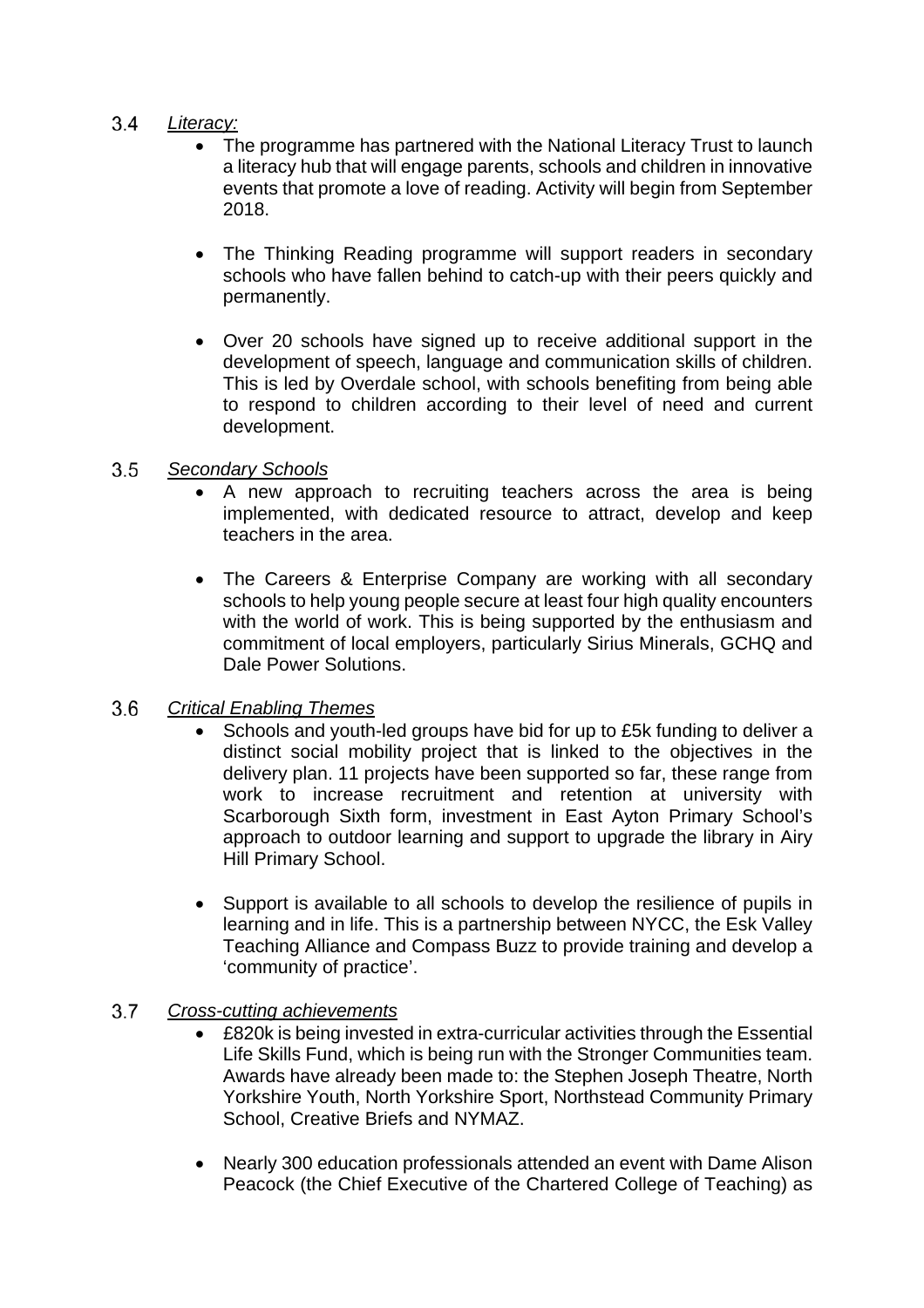3.4 *Literacy:*

- The programme has partnered with the National Literacy Trust to launch a literacy hub that will engage parents, schools and children in innovative events that promote a love of reading. Activity will begin from September 2018.

- The Thinking Reading programme will support readers in secondary schools who have fallen behind to catch-up with their peers quickly and permanently.

- Over 20 schools have signed up to receive additional support in the development of speech, language and communication skills of children. This is led by Overdale school, with schools benefiting from being able to respond to children according to their level of need and current development.

3.5 *Secondary Schools*

- A new approach to recruiting teachers across the area is being implemented, with dedicated resource to attract, develop and keep teachers in the area.

- The Careers & Enterprise Company are working with all secondary schools to help young people secure at least four high quality encounters with the world of work. This is being supported by the enthusiasm and commitment of local employers, particularly Sirius Minerals, GCHQ and Dale Power Solutions.

3.6 *Critical Enabling Themes*

- Schools and youth-led groups have bid for up to £5k funding to deliver a distinct social mobility project that is linked to the objectives in the delivery plan. 11 projects have been supported so far, these range from work to increase recruitment and retention at university with Scarborough Sixth form, investment in East Ayton Primary School's approach to outdoor learning and support to upgrade the library in Airy Hill Primary School.

- Support is available to all schools to develop the resilience of pupils in learning and in life. This is a partnership between NYCC, the Esk Valley Teaching Alliance and Compass Buzz to provide training and develop a 'community of practice'.

3.7 *Cross-cutting achievements*

- £820k is being invested in extra-curricular activities through the Essential Life Skills Fund, which is being run with the Stronger Communities team. Awards have already been made to: the Stephen Joseph Theatre, North Yorkshire Youth, North Yorkshire Sport, Northstead Community Primary School, Creative Briefs and NYMAZ.

- Nearly 300 education professionals attended an event with Dame Alison Peacock (the Chief Executive of the Chartered College of Teaching) as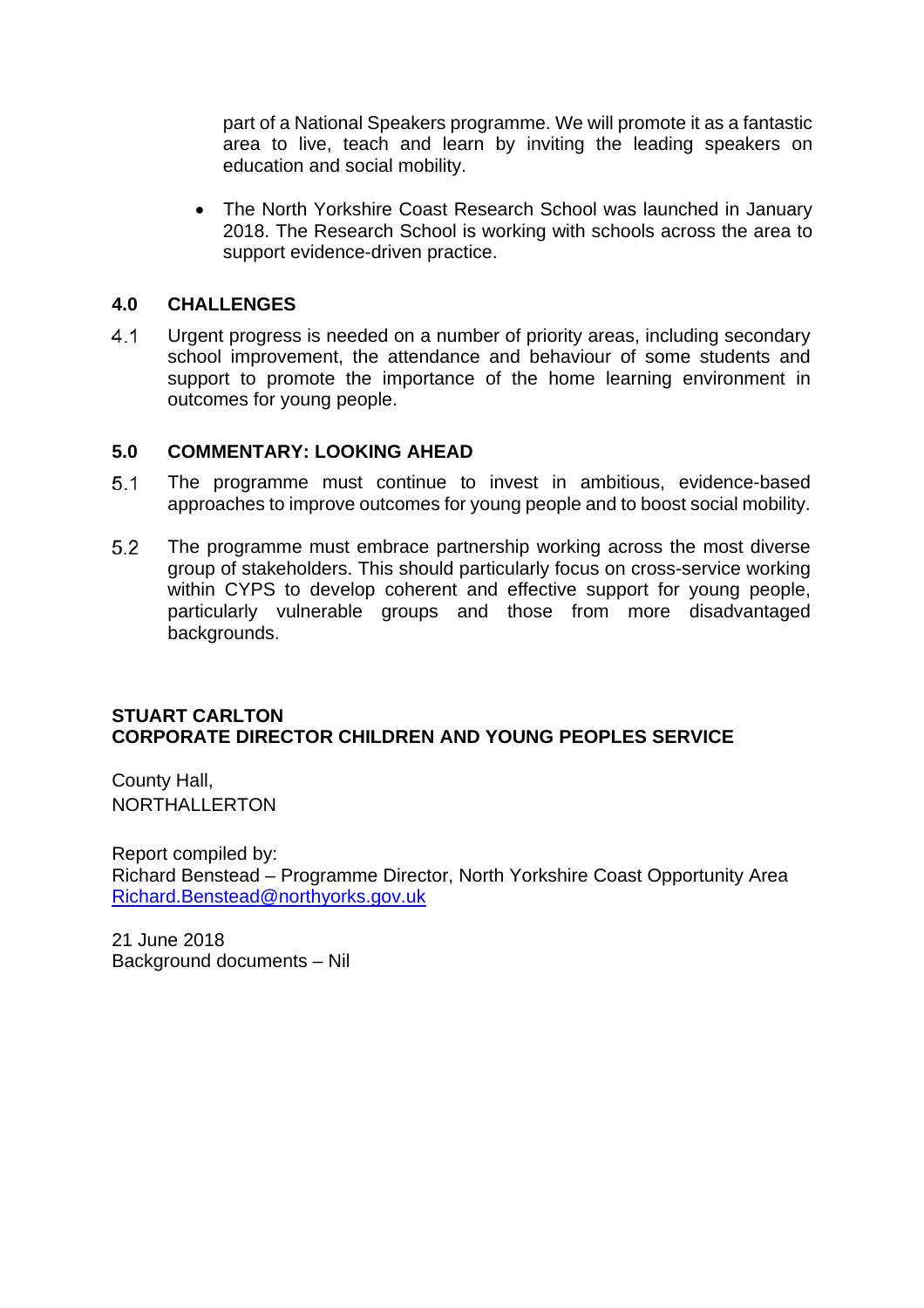part of a National Speakers programme. We will promote it as a fantastic area to live, teach and learn by inviting the leading speakers on education and social mobility.

- The North Yorkshire Coast Research School was launched in January 2018. The Research School is working with schools across the area to support evidence-driven practice.

## 4.0 CHALLENGES

4.1 Urgent progress is needed on a number of priority areas, including secondary school improvement, the attendance and behaviour of some students and support to promote the importance of the home learning environment in outcomes for young people.

## 5.0 COMMENTARY: LOOKING AHEAD

5.1 The programme must continue to invest in ambitious, evidence-based approaches to improve outcomes for young people and to boost social mobility.

5.2 The programme must embrace partnership working across the most diverse group of stakeholders. This should particularly focus on cross-service working within CYPS to develop coherent and effective support for young people, particularly vulnerable groups and those from more disadvantaged backgrounds.

**STUART CARLTON**
**CORPORATE DIRECTOR CHILDREN AND YOUNG PEOPLES SERVICE**

County Hall,
NORTHALLERTON

Report compiled by:
Richard Benstead – Programme Director, North Yorkshire Coast Opportunity Area
Richard.Benstead@northyorks.gov.uk

21 June 2018
Background documents – Nil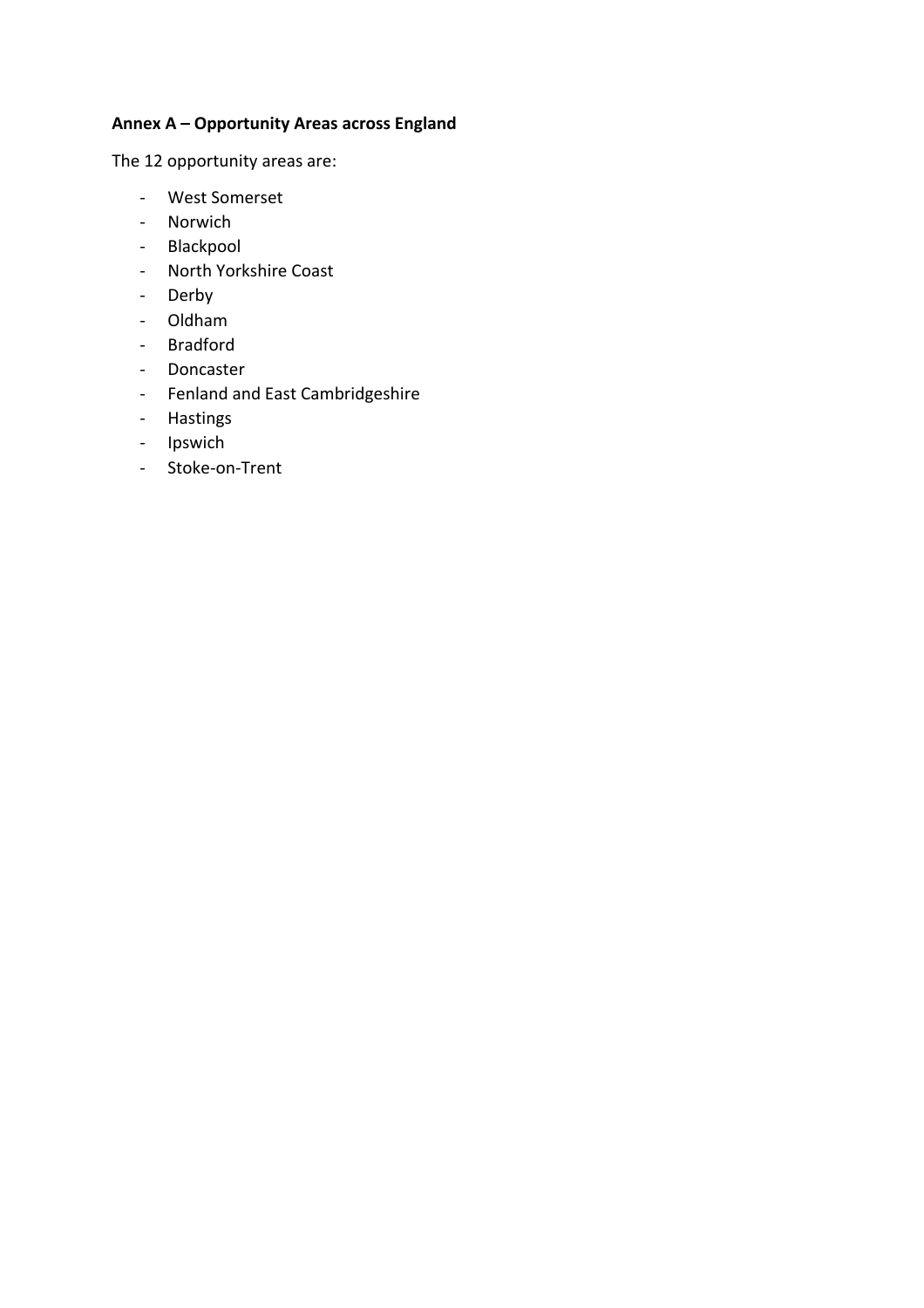**Annex A – Opportunity Areas across England**

The 12 opportunity areas are:

- West Somerset
- Norwich
- Blackpool
- North Yorkshire Coast
- Derby
- Oldham
- Bradford
- Doncaster
- Fenland and East Cambridgeshire
- Hastings
- Ipswich
- Stoke-on-Trent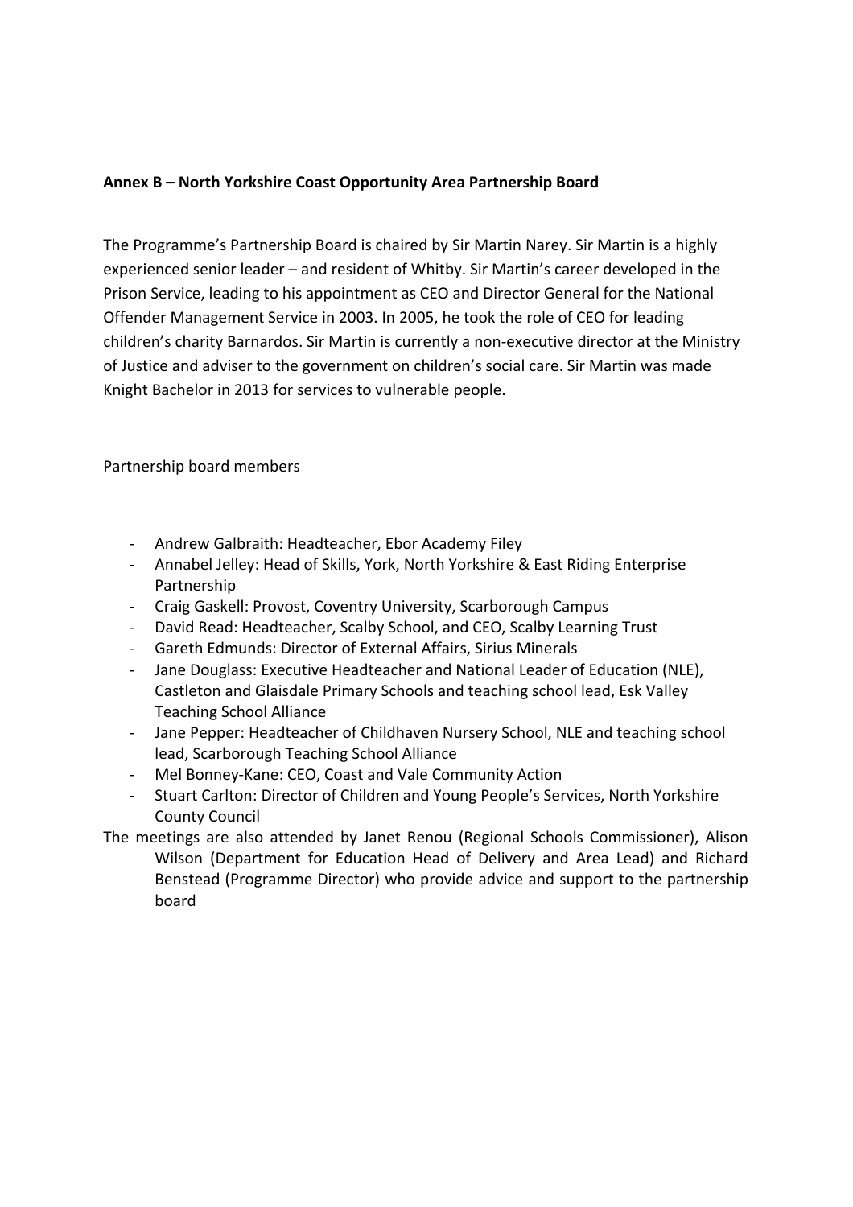**Annex B – North Yorkshire Coast Opportunity Area Partnership Board**

The Programme's Partnership Board is chaired by Sir Martin Narey. Sir Martin is a highly experienced senior leader – and resident of Whitby. Sir Martin's career developed in the Prison Service, leading to his appointment as CEO and Director General for the National Offender Management Service in 2003. In 2005, he took the role of CEO for leading children's charity Barnardos. Sir Martin is currently a non-executive director at the Ministry of Justice and adviser to the government on children's social care. Sir Martin was made Knight Bachelor in 2013 for services to vulnerable people.

Partnership board members

- Andrew Galbraith: Headteacher, Ebor Academy Filey
- Annabel Jelley: Head of Skills, York, North Yorkshire & East Riding Enterprise Partnership
- Craig Gaskell: Provost, Coventry University, Scarborough Campus
- David Read: Headteacher, Scalby School, and CEO, Scalby Learning Trust
- Gareth Edmunds: Director of External Affairs, Sirius Minerals
- Jane Douglass: Executive Headteacher and National Leader of Education (NLE), Castleton and Glaisdale Primary Schools and teaching school lead, Esk Valley Teaching School Alliance
- Jane Pepper: Headteacher of Childhaven Nursery School, NLE and teaching school lead, Scarborough Teaching School Alliance
- Mel Bonney-Kane: CEO, Coast and Vale Community Action
- Stuart Carlton: Director of Children and Young People's Services, North Yorkshire County Council

The meetings are also attended by Janet Renou (Regional Schools Commissioner), Alison Wilson (Department for Education Head of Delivery and Area Lead) and Richard Benstead (Programme Director) who provide advice and support to the partnership board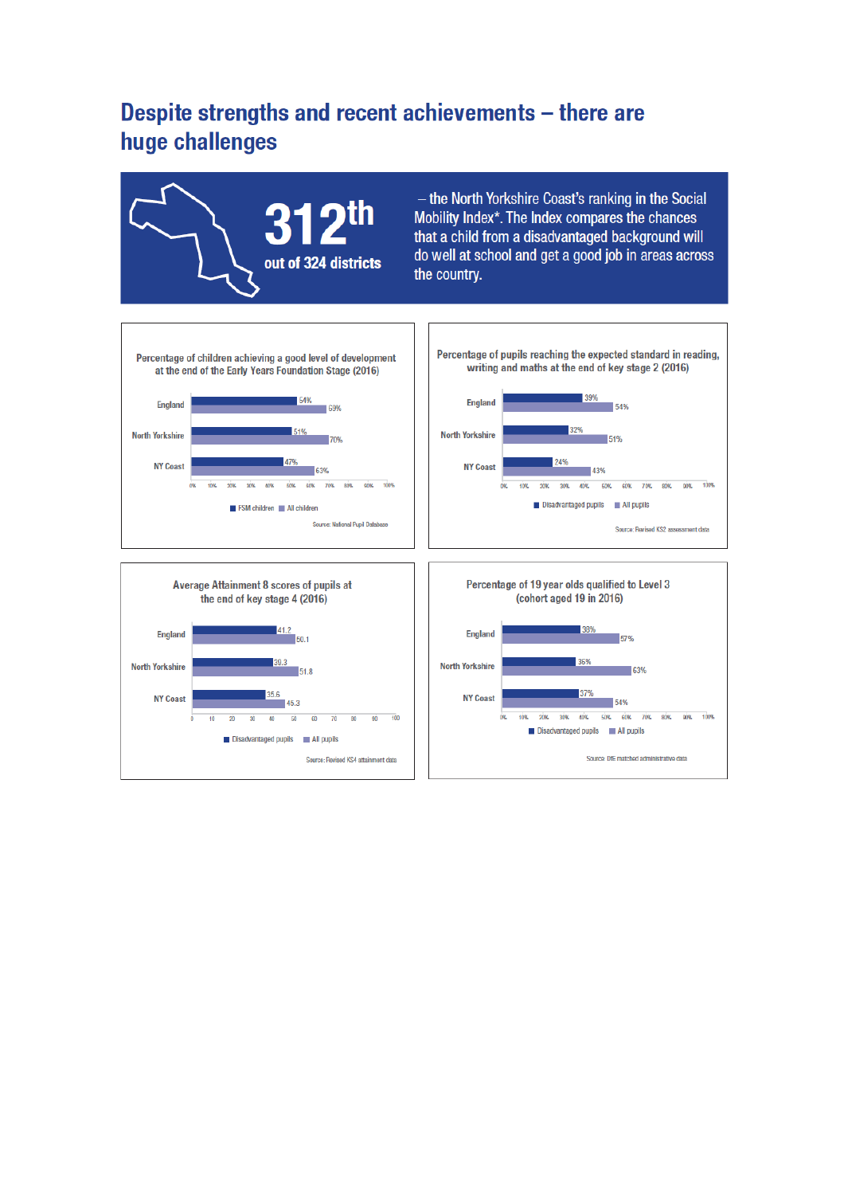## Despite strengths and recent achievements – there are huge challenges

**312th**
**out of 324 districts**

– the North Yorkshire Coast's ranking in the Social Mobility Index*. The Index compares the chances that a child from a disadvantaged background will do well at school and get a good job in areas across the country.

Percentage of children achieving a good level of development at the end of the Early Years Foundation Stage (2016)

England 54% 69%
North Yorkshire 51% 70%
NY Coast 47% 63%

0% 10% 20% 30% 40% 50% 60% 70% 80% 90% 100%

FSM children / All children

Source: National Pupil Database

Percentage of pupils reaching the expected standard in reading, writing and maths at the end of key stage 2 (2016)

England 39% 54%
North Yorkshire 32% 51%
NY Coast 24% 43%

0% 10% 20% 30% 40% 50% 60% 70% 80% 90% 100%

Disadvantaged pupils / All pupils

Source: Revised KS2 assessment data

Average Attainment 8 scores of pupils at the end of key stage 4 (2016)

England 41.2 50.1
North Yorkshire 39.3 51.8
NY Coast 35.6 45.3

0 10 20 30 40 50 60 70 80 90 100

Disadvantaged pupils / All pupils

Source: Revised KS4 attainment data

Percentage of 19 year olds qualified to Level 3 (cohort aged 19 in 2016)

England 38% 57%
North Yorkshire 35% 63%
NY Coast 37% 54%

0% 10% 20% 30% 40% 50% 60% 70% 80% 90% 100%

Disadvantaged pupils / All pupils

Source: DfE matched administrative data